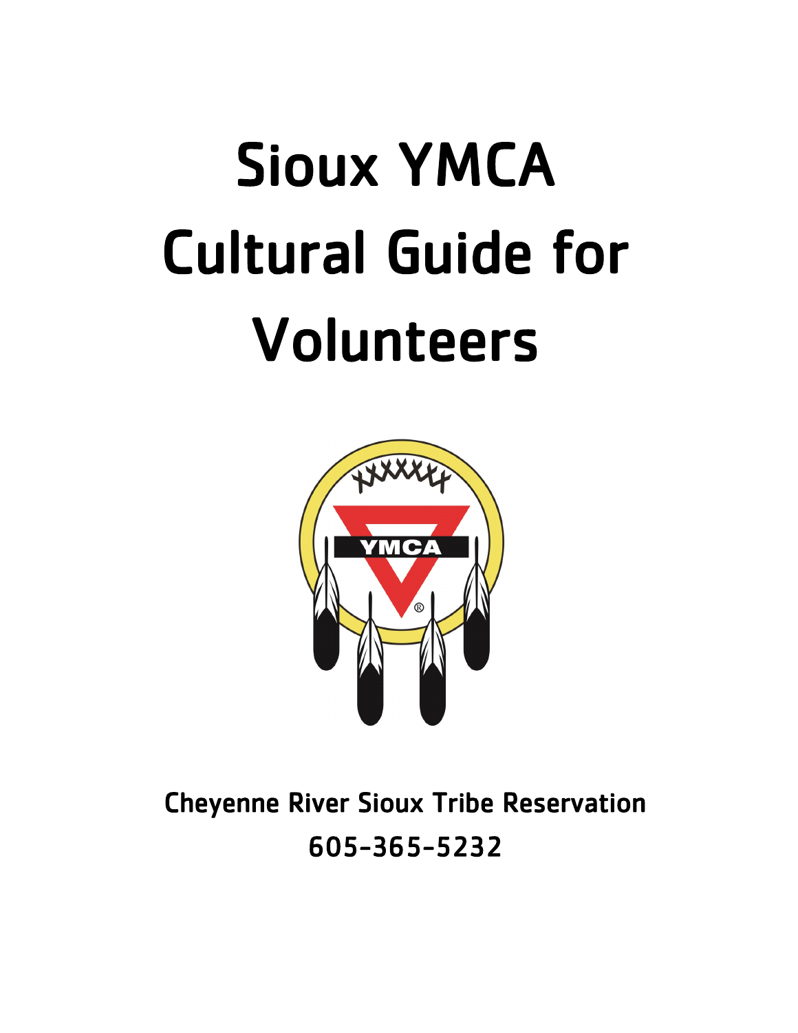# Sioux YMCA Cultural Guide for Volunteers

Cheyenne River Sioux Tribe Reservation

605-365-5232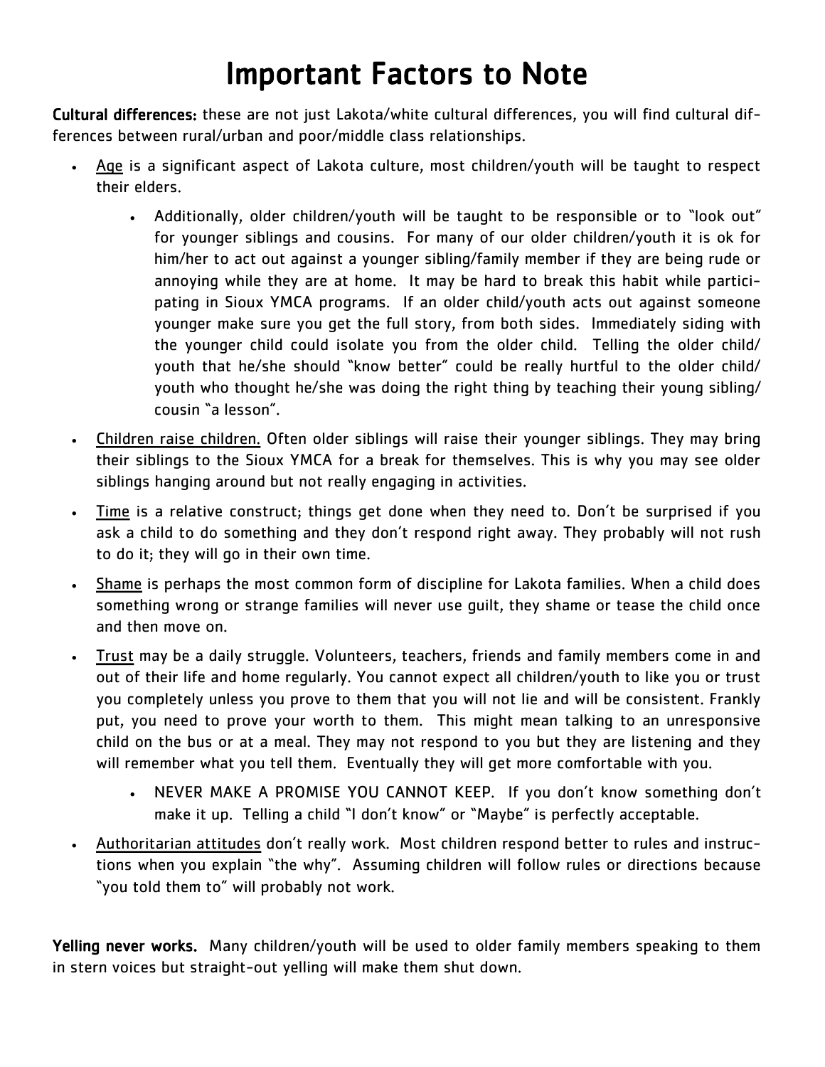# Important Factors to Note

**Cultural differences:** these are not just Lakota/white cultural differences, you will find cultural differences between rural/urban and poor/middle class relationships.

- Age is a significant aspect of Lakota culture, most children/youth will be taught to respect their elders.
  - Additionally, older children/youth will be taught to be responsible or to "look out" for younger siblings and cousins. For many of our older children/youth it is ok for him/her to act out against a younger sibling/family member if they are being rude or annoying while they are at home. It may be hard to break this habit while participating in Sioux YMCA programs. If an older child/youth acts out against someone younger make sure you get the full story, from both sides. Immediately siding with the younger child could isolate you from the older child. Telling the older child/youth that he/she should "know better" could be really hurtful to the older child/youth who thought he/she was doing the right thing by teaching their young sibling/cousin "a lesson".
- Children raise children. Often older siblings will raise their younger siblings. They may bring their siblings to the Sioux YMCA for a break for themselves. This is why you may see older siblings hanging around but not really engaging in activities.
- Time is a relative construct; things get done when they need to. Don't be surprised if you ask a child to do something and they don't respond right away. They probably will not rush to do it; they will go in their own time.
- Shame is perhaps the most common form of discipline for Lakota families. When a child does something wrong or strange families will never use guilt, they shame or tease the child once and then move on.
- Trust may be a daily struggle. Volunteers, teachers, friends and family members come in and out of their life and home regularly. You cannot expect all children/youth to like you or trust you completely unless you prove to them that you will not lie and will be consistent. Frankly put, you need to prove your worth to them. This might mean talking to an unresponsive child on the bus or at a meal. They may not respond to you but they are listening and they will remember what you tell them. Eventually they will get more comfortable with you.
  - NEVER MAKE A PROMISE YOU CANNOT KEEP. If you don't know something don't make it up. Telling a child "I don't know" or "Maybe" is perfectly acceptable.
- Authoritarian attitudes don't really work. Most children respond better to rules and instructions when you explain "the why". Assuming children will follow rules or directions because "you told them to" will probably not work.

**Yelling never works.** Many children/youth will be used to older family members speaking to them in stern voices but straight-out yelling will make them shut down.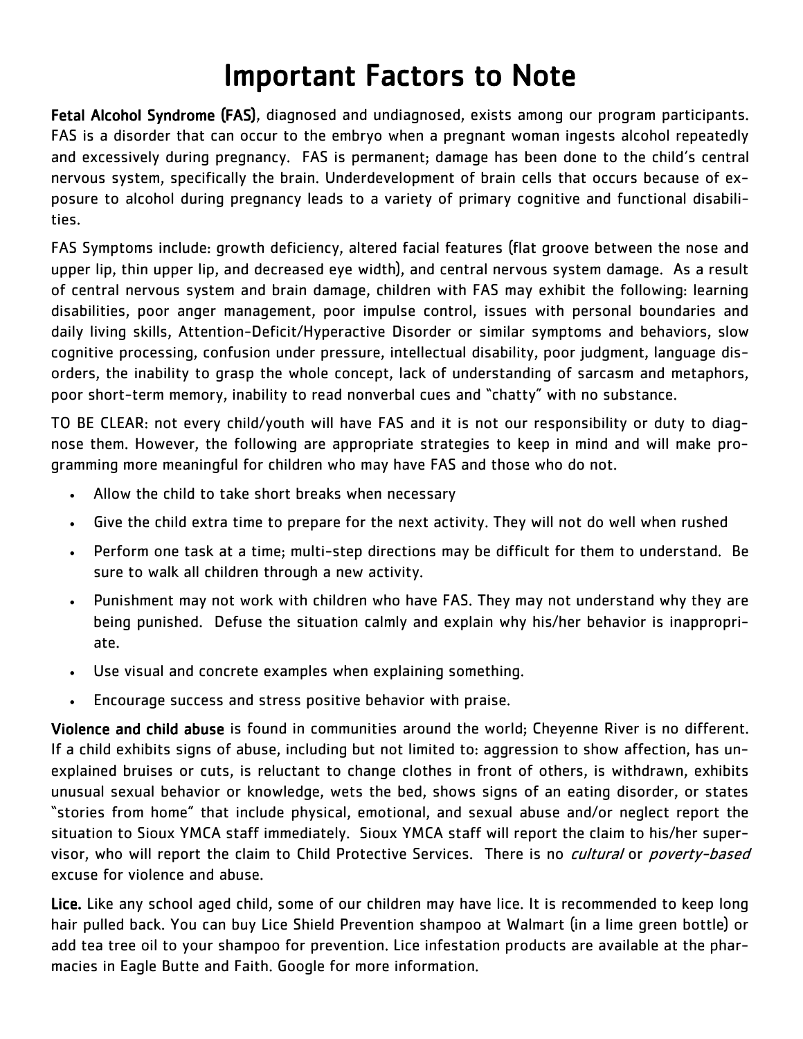# Important Factors to Note

**Fetal Alcohol Syndrome (FAS)**, diagnosed and undiagnosed, exists among our program participants. FAS is a disorder that can occur to the embryo when a pregnant woman ingests alcohol repeatedly and excessively during pregnancy. FAS is permanent; damage has been done to the child's central nervous system, specifically the brain. Underdevelopment of brain cells that occurs because of exposure to alcohol during pregnancy leads to a variety of primary cognitive and functional disabilities.

FAS Symptoms include: growth deficiency, altered facial features (flat groove between the nose and upper lip, thin upper lip, and decreased eye width), and central nervous system damage. As a result of central nervous system and brain damage, children with FAS may exhibit the following: learning disabilities, poor anger management, poor impulse control, issues with personal boundaries and daily living skills, Attention-Deficit/Hyperactive Disorder or similar symptoms and behaviors, slow cognitive processing, confusion under pressure, intellectual disability, poor judgment, language disorders, the inability to grasp the whole concept, lack of understanding of sarcasm and metaphors, poor short-term memory, inability to read nonverbal cues and "chatty" with no substance.

TO BE CLEAR: not every child/youth will have FAS and it is not our responsibility or duty to diagnose them. However, the following are appropriate strategies to keep in mind and will make programming more meaningful for children who may have FAS and those who do not.

- Allow the child to take short breaks when necessary
- Give the child extra time to prepare for the next activity. They will not do well when rushed
- Perform one task at a time; multi-step directions may be difficult for them to understand. Be sure to walk all children through a new activity.
- Punishment may not work with children who have FAS. They may not understand why they are being punished. Defuse the situation calmly and explain why his/her behavior is inappropriate.
- Use visual and concrete examples when explaining something.
- Encourage success and stress positive behavior with praise.

**Violence and child abuse** is found in communities around the world; Cheyenne River is no different. If a child exhibits signs of abuse, including but not limited to: aggression to show affection, has unexplained bruises or cuts, is reluctant to change clothes in front of others, is withdrawn, exhibits unusual sexual behavior or knowledge, wets the bed, shows signs of an eating disorder, or states "stories from home" that include physical, emotional, and sexual abuse and/or neglect report the situation to Sioux YMCA staff immediately. Sioux YMCA staff will report the claim to his/her supervisor, who will report the claim to Child Protective Services. There is no *cultural* or *poverty-based* excuse for violence and abuse.

**Lice.** Like any school aged child, some of our children may have lice. It is recommended to keep long hair pulled back. You can buy Lice Shield Prevention shampoo at Walmart (in a lime green bottle) or add tea tree oil to your shampoo for prevention. Lice infestation products are available at the pharmacies in Eagle Butte and Faith. Google for more information.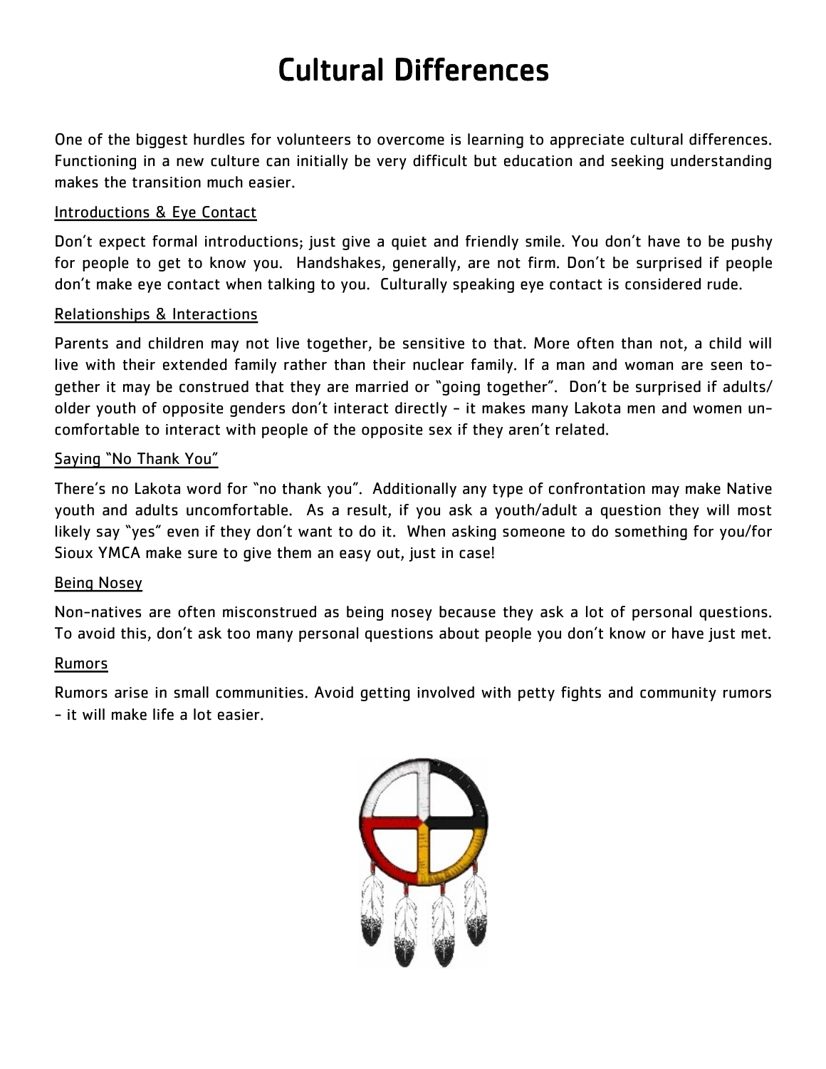# Cultural Differences

One of the biggest hurdles for volunteers to overcome is learning to appreciate cultural differences. Functioning in a new culture can initially be very difficult but education and seeking understanding makes the transition much easier.

## Introductions & Eye Contact

Don't expect formal introductions; just give a quiet and friendly smile. You don't have to be pushy for people to get to know you. Handshakes, generally, are not firm. Don't be surprised if people don't make eye contact when talking to you. Culturally speaking eye contact is considered rude.

## Relationships & Interactions

Parents and children may not live together, be sensitive to that. More often than not, a child will live with their extended family rather than their nuclear family. If a man and woman are seen together it may be construed that they are married or "going together". Don't be surprised if adults/older youth of opposite genders don't interact directly - it makes many Lakota men and women uncomfortable to interact with people of the opposite sex if they aren't related.

## Saying "No Thank You"

There's no Lakota word for "no thank you". Additionally any type of confrontation may make Native youth and adults uncomfortable. As a result, if you ask a youth/adult a question they will most likely say "yes" even if they don't want to do it. When asking someone to do something for you/for Sioux YMCA make sure to give them an easy out, just in case!

## Being Nosey

Non-natives are often misconstrued as being nosey because they ask a lot of personal questions. To avoid this, don't ask too many personal questions about people you don't know or have just met.

## Rumors

Rumors arise in small communities. Avoid getting involved with petty fights and community rumors - it will make life a lot easier.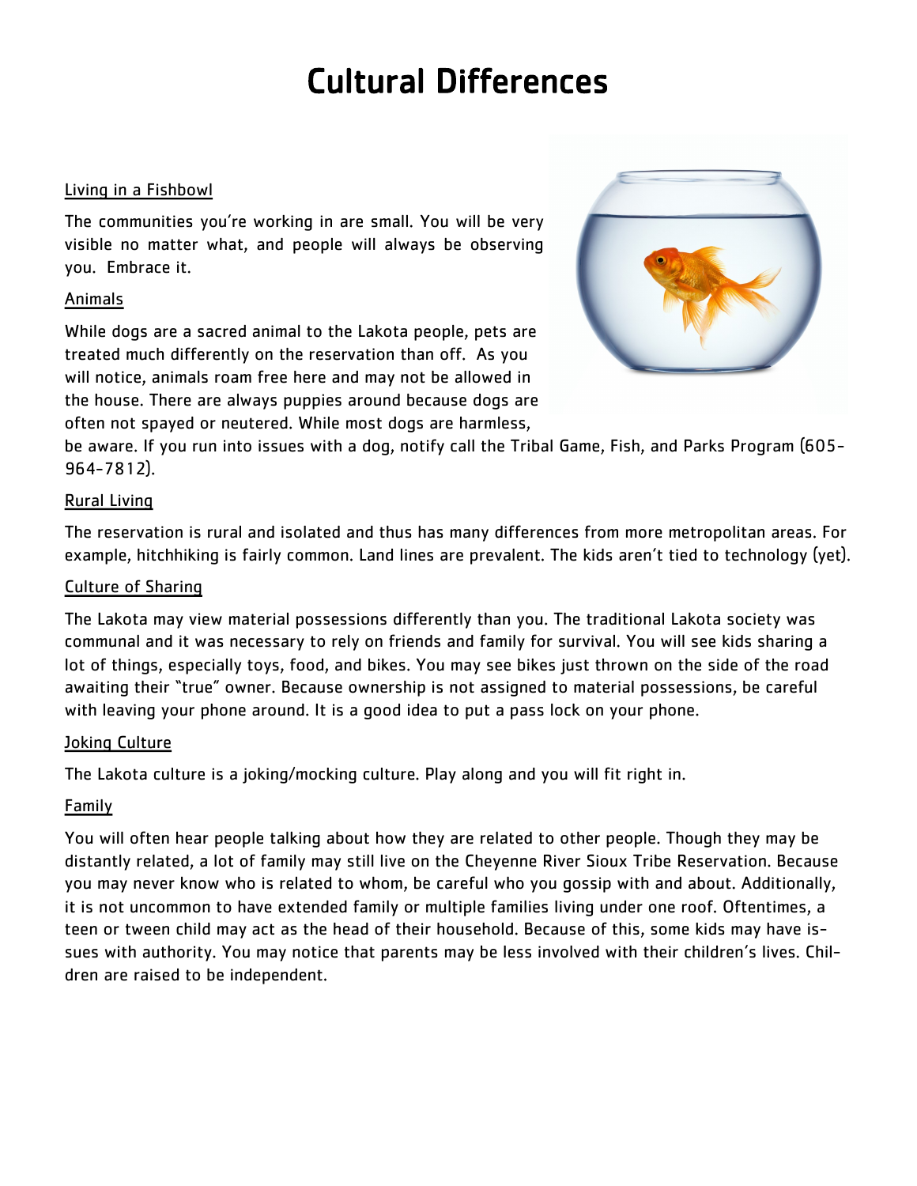# Cultural Differences

Living in a Fishbowl

The communities you're working in are small. You will be very visible no matter what, and people will always be observing you. Embrace it.

Animals

While dogs are a sacred animal to the Lakota people, pets are treated much differently on the reservation than off. As you will notice, animals roam free here and may not be allowed in the house. There are always puppies around because dogs are often not spayed or neutered. While most dogs are harmless, be aware. If you run into issues with a dog, notify call the Tribal Game, Fish, and Parks Program (605-964-7812).

Rural Living

The reservation is rural and isolated and thus has many differences from more metropolitan areas. For example, hitchhiking is fairly common. Land lines are prevalent. The kids aren't tied to technology (yet).

Culture of Sharing

The Lakota may view material possessions differently than you. The traditional Lakota society was communal and it was necessary to rely on friends and family for survival. You will see kids sharing a lot of things, especially toys, food, and bikes. You may see bikes just thrown on the side of the road awaiting their "true" owner. Because ownership is not assigned to material possessions, be careful with leaving your phone around. It is a good idea to put a pass lock on your phone.

Joking Culture

The Lakota culture is a joking/mocking culture. Play along and you will fit right in.

Family

You will often hear people talking about how they are related to other people. Though they may be distantly related, a lot of family may still live on the Cheyenne River Sioux Tribe Reservation. Because you may never know who is related to whom, be careful who you gossip with and about. Additionally, it is not uncommon to have extended family or multiple families living under one roof. Oftentimes, a teen or tween child may act as the head of their household. Because of this, some kids may have issues with authority. You may notice that parents may be less involved with their children's lives. Children are raised to be independent.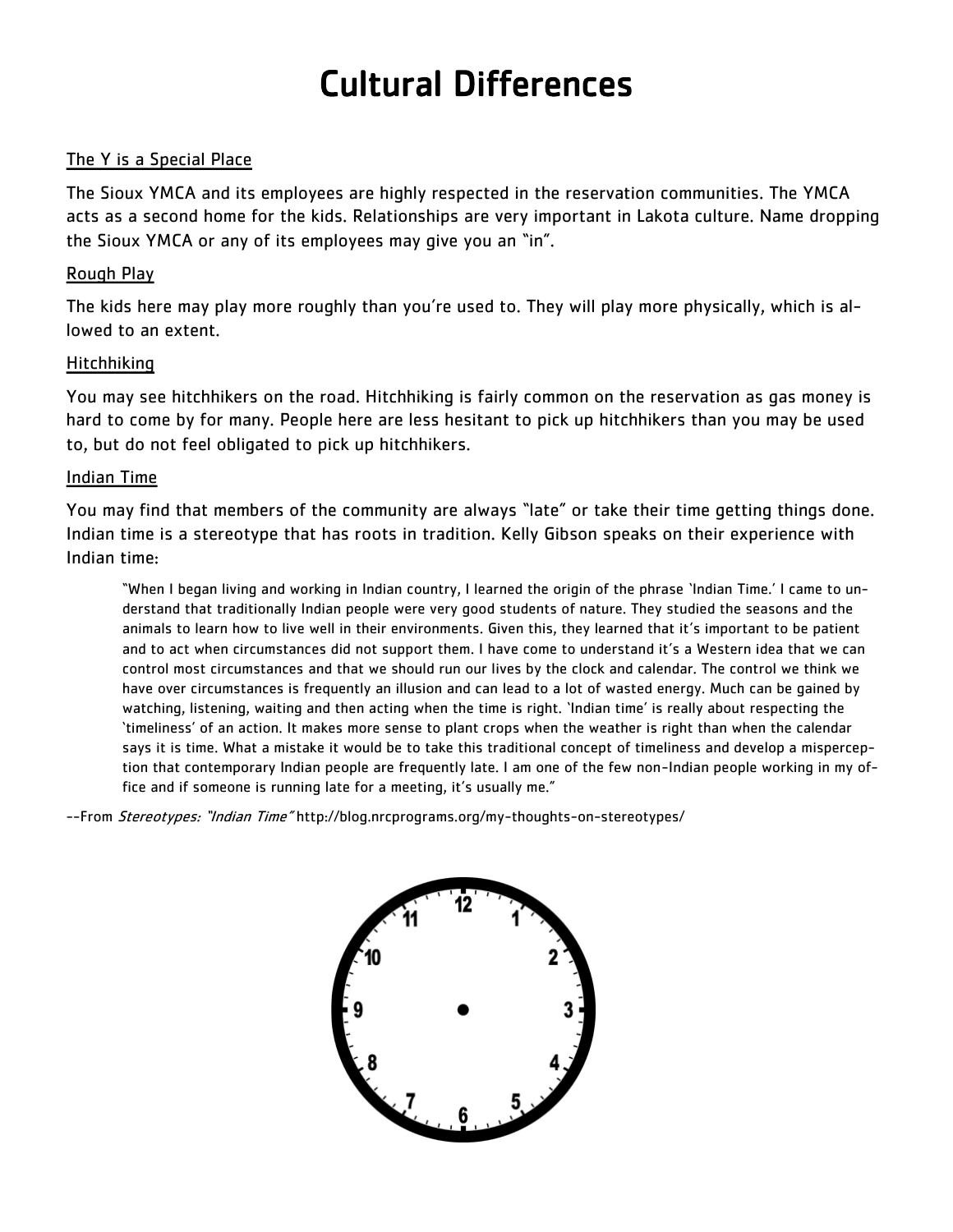# Cultural Differences

## The Y is a Special Place

The Sioux YMCA and its employees are highly respected in the reservation communities. The YMCA acts as a second home for the kids. Relationships are very important in Lakota culture. Name dropping the Sioux YMCA or any of its employees may give you an "in".

## Rough Play

The kids here may play more roughly than you're used to. They will play more physically, which is allowed to an extent.

## Hitchhiking

You may see hitchhikers on the road. Hitchhiking is fairly common on the reservation as gas money is hard to come by for many. People here are less hesitant to pick up hitchhikers than you may be used to, but do not feel obligated to pick up hitchhikers.

## Indian Time

You may find that members of the community are always "late" or take their time getting things done. Indian time is a stereotype that has roots in tradition. Kelly Gibson speaks on their experience with Indian time:

> "When I began living and working in Indian country, I learned the origin of the phrase 'Indian Time.' I came to understand that traditionally Indian people were very good students of nature. They studied the seasons and the animals to learn how to live well in their environments. Given this, they learned that it's important to be patient and to act when circumstances did not support them. I have come to understand it's a Western idea that we can control most circumstances and that we should run our lives by the clock and calendar. The control we think we have over circumstances is frequently an illusion and can lead to a lot of wasted energy. Much can be gained by watching, listening, waiting and then acting when the time is right. 'Indian time' is really about respecting the 'timeliness' of an action. It makes more sense to plant crops when the weather is right than when the calendar says it is time. What a mistake it would be to take this traditional concept of timeliness and develop a misperception that contemporary Indian people are frequently late. I am one of the few non-Indian people working in my office and if someone is running late for a meeting, it's usually me."

--From *Stereotypes: "Indian Time"* http://blog.nrcprograms.org/my-thoughts-on-stereotypes/